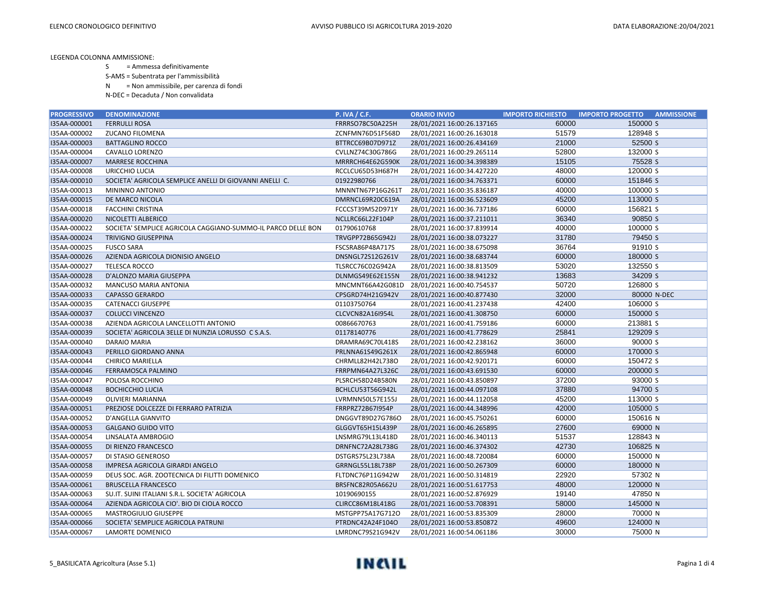LEGENDA COLONNA AMMISSIONE:

- S = Ammessa definitivamente
- S-AMS = Subentrata per l'ammissibilità
- N = Non ammissibile, per carenza di fondi
- N-DEC = Decaduta / Non convalidata

| PROGRESSIVO | DENOMINAZIONE | P. IVA / C.F. | ORARIO INVIO | IMPORTO RICHIESTO | IMPORTO PROGETTO | AMMISSIONE |
|---|---|---|---|---|---|---|
| I35AA-000001 | FERRULLI ROSA | FRRRSO78C50A225H | 28/01/2021 16:00:26.137165 | 60000 | 150000 | S |
| I35AA-000002 | ZUCANO FILOMENA | ZCNFMN76D51F568D | 28/01/2021 16:00:26.163018 | 51579 | 128948 | S |
| I35AA-000003 | BATTAGLINO ROCCO | BTTRCC69B07D971Z | 28/01/2021 16:00:26.434169 | 21000 | 52500 | S |
| I35AA-000004 | CAVALLO LORENZO | CVLLNZ74C30G786G | 28/01/2021 16:00:29.265114 | 52800 | 132000 | S |
| I35AA-000007 | MARRESE ROCCHINA | MRRRCH64E62G590K | 28/01/2021 16:00:34.398389 | 15105 | 75528 | S |
| I35AA-000008 | URICCHIO LUCIA | RCCLCU65D53H687H | 28/01/2021 16:00:34.427220 | 48000 | 120000 | S |
| I35AA-000010 | SOCIETA' AGRICOLA SEMPLICE ANELLI DI GIOVANNI ANELLI C. | 01922980766 | 28/01/2021 16:00:34.763371 | 60000 | 151846 | S |
| I35AA-000013 | MININNO ANTONIO | MNNNTN67P16G261T | 28/01/2021 16:00:35.836187 | 40000 | 100000 | S |
| I35AA-000015 | DE MARCO NICOLA | DMRNCL69R20C619A | 28/01/2021 16:00:36.523609 | 45200 | 113000 | S |
| I35AA-000018 | FACCHINI CRISTINA | FCCCST39M52D971Y | 28/01/2021 16:00:36.737186 | 60000 | 156821 | S |
| I35AA-000020 | NICOLETTI ALBERICO | NCLLRC66L22F104P | 28/01/2021 16:00:37.211011 | 36340 | 90850 | S |
| I35AA-000022 | SOCIETA' SEMPLICE AGRICOLA CAGGIANO-SUMMO-IL PARCO DELLE BON | 01790610768 | 28/01/2021 16:00:37.839914 | 40000 | 100000 | S |
| I35AA-000024 | TRIVIGNO GIUSEPPINA | TRVGPP72B65G942J | 28/01/2021 16:00:38.073227 | 31780 | 79450 | S |
| I35AA-000025 | FUSCO SARA | FSCSRA86P48A717S | 28/01/2021 16:00:38.675098 | 36764 | 91910 | S |
| I35AA-000026 | AZIENDA AGRICOLA DIONISIO ANGELO | DNSNGL72S12G261V | 28/01/2021 16:00:38.683744 | 60000 | 180000 | S |
| I35AA-000027 | TELESCA ROCCO | TLSRCC76C02G942A | 28/01/2021 16:00:38.813509 | 53020 | 132550 | S |
| I35AA-000028 | D'ALONZO MARIA GIUSEPPA | DLNMGS49E62E155N | 28/01/2021 16:00:38.941232 | 13683 | 34209 | S |
| I35AA-000032 | MANCUSO MARIA ANTONIA | MNCMNT66A42G081D | 28/01/2021 16:00:40.754537 | 50720 | 126800 | S |
| I35AA-000033 | CAPASSO GERARDO | CPSGRD74H21G942V | 28/01/2021 16:00:40.877430 | 32000 | 80000 | N-DEC |
| I35AA-000035 | CATENACCI GIUSEPPE | 01103750764 | 28/01/2021 16:00:41.237438 | 42400 | 106000 | S |
| I35AA-000037 | COLUCCI VINCENZO | CLCVCN82A16I954L | 28/01/2021 16:00:41.308750 | 60000 | 150000 | S |
| I35AA-000038 | AZIENDA AGRICOLA LANCELLOTTI ANTONIO | 00866670763 | 28/01/2021 16:00:41.759186 | 60000 | 213881 | S |
| I35AA-000039 | SOCIETA' AGRICOLA 3ELLE DI NUNZIA LORUSSO C S.A.S. | 01178140776 | 28/01/2021 16:00:41.778629 | 25841 | 129209 | S |
| I35AA-000040 | DARAIO MARIA | DRAMRA69C70L418S | 28/01/2021 16:00:42.238162 | 36000 | 90000 | S |
| I35AA-000043 | PERILLO GIORDANO ANNA | PRLNNA61S49G261X | 28/01/2021 16:00:42.865948 | 60000 | 170000 | S |
| I35AA-000044 | CHIRICO MARIELLA | CHRMLL82H42L738O | 28/01/2021 16:00:42.920171 | 60000 | 150472 | S |
| I35AA-000046 | FERRAMOSCA PALMINO | FRRPMN64A27L326C | 28/01/2021 16:00:43.691530 | 60000 | 200000 | S |
| I35AA-000047 | POLOSA ROCCHINO | PLSRCH58D24B580N | 28/01/2021 16:00:43.850897 | 37200 | 93000 | S |
| I35AA-000048 | BOCHICCHIO LUCIA | BCHLCU53T56G942L | 28/01/2021 16:00:44.097108 | 37880 | 94700 | S |
| I35AA-000049 | OLIVIERI MARIANNA | LVRMNN50L57E155J | 28/01/2021 16:00:44.112058 | 45200 | 113000 | S |
| I35AA-000051 | PREZIOSE DOLCEZZE DI FERRARO PATRIZIA | FRRPRZ72B67I954P | 28/01/2021 16:00:44.348996 | 42000 | 105000 | S |
| I35AA-000052 | D'ANGELLA GIANVITO | DNGGVT89D27G786O | 28/01/2021 16:00:45.750261 | 60000 | 150616 | N |
| I35AA-000053 | GALGANO GUIDO VITO | GLGGVT65H15L439P | 28/01/2021 16:00:46.265895 | 27600 | 69000 | N |
| I35AA-000054 | LINSALATA AMBROGIO | LNSMRG79L13L418D | 28/01/2021 16:00:46.340113 | 51537 | 128843 | N |
| I35AA-000055 | DI RIENZO FRANCESCO | DRNFNC72A28L738G | 28/01/2021 16:00:46.374302 | 42730 | 106825 | N |
| I35AA-000057 | DI STASIO GENEROSO | DSTGRS75L23L738A | 28/01/2021 16:00:48.720084 | 60000 | 150000 | N |
| I35AA-000058 | IMPRESA AGRICOLA GIRARDI ANGELO | GRRNGL55L18L738P | 28/01/2021 16:00:50.267309 | 60000 | 180000 | N |
| I35AA-000059 | DEUS SOC. AGR. ZOOTECNICA DI FILITTI DOMENICO | FLTDNC76P11G942W | 28/01/2021 16:00:50.314819 | 22920 | 57302 | N |
| I35AA-000061 | BRUSCELLA FRANCESCO | BRSFNC82R05A662U | 28/01/2021 16:00:51.617753 | 48000 | 120000 | N |
| I35AA-000063 | SU.IT. SUINI ITALIANI S.R.L. SOCIETA' AGRICOLA | 10190690155 | 28/01/2021 16:00:52.876929 | 19140 | 47850 | N |
| I35AA-000064 | AZIENDA AGRICOLA CIO'. BIO DI CIOLA ROCCO | CLIRCC86M18L418G | 28/01/2021 16:00:53.708391 | 58000 | 145000 | N |
| I35AA-000065 | MASTROGIULIO GIUSEPPE | MSTGPP75A17G712O | 28/01/2021 16:00:53.835309 | 28000 | 70000 | N |
| I35AA-000066 | SOCIETA' SEMPLICE AGRICOLA PATRUNI | PTRDNC42A24F104O | 28/01/2021 16:00:53.850872 | 49600 | 124000 | N |
| I35AA-000067 | LAMORTE DOMENICO | LMRDNC79S21G942V | 28/01/2021 16:00:54.061186 | 30000 | 75000 | N |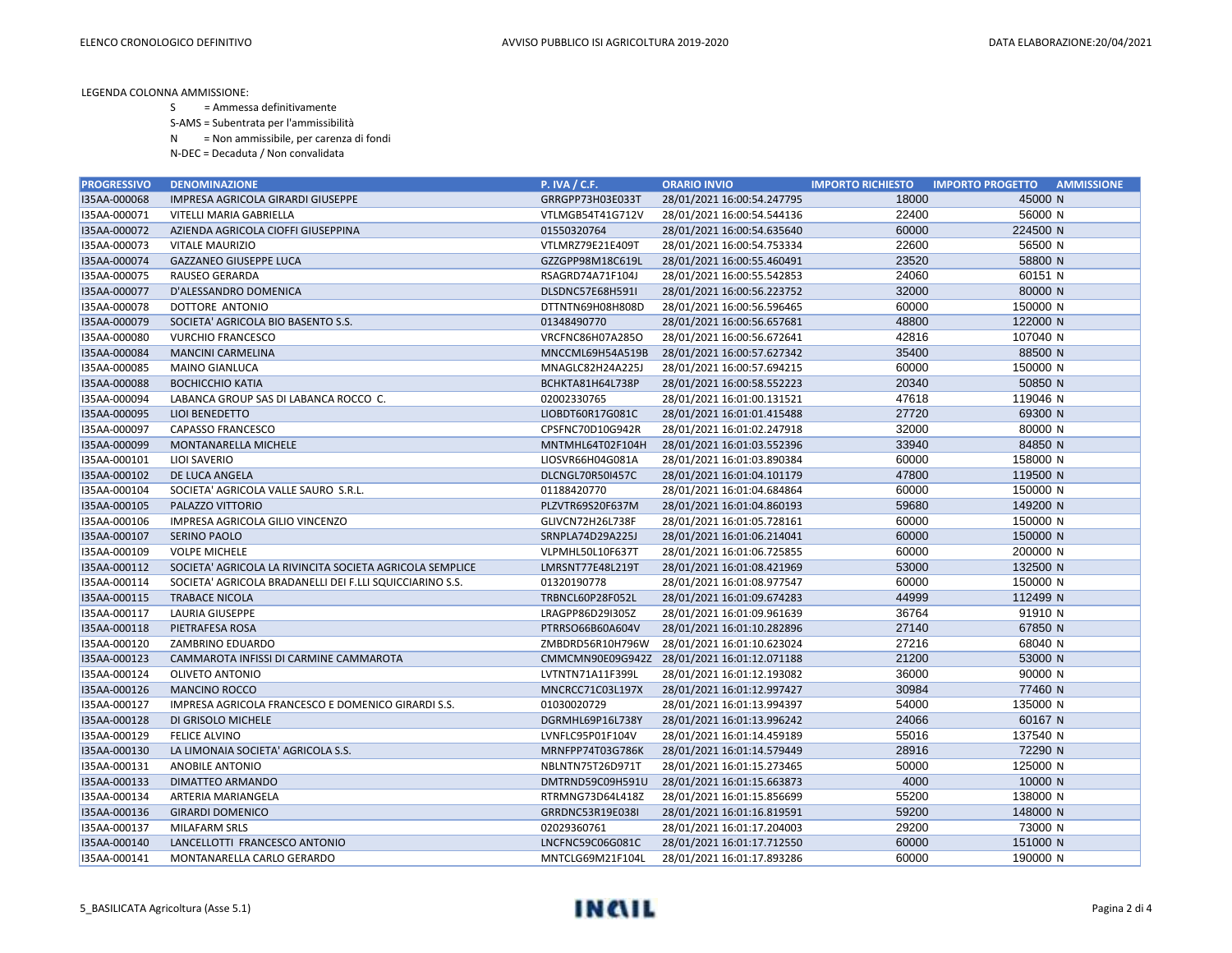LEGENDA COLONNA AMMISSIONE:

S = Ammessa definitivamente

S-AMS = Subentrata per l'ammissibilità

N = Non ammissibile, per carenza di fondi

N-DEC = Decaduta / Non convalidata

| PROGRESSIVO | DENOMINAZIONE | P. IVA / C.F. | ORARIO INVIO | IMPORTO RICHIESTO | IMPORTO PROGETTO | AMMISSIONE |
|---|---|---|---|---|---|---|
| I35AA-000068 | IMPRESA AGRICOLA GIRARDI GIUSEPPE | GRRGPP73H03E033T | 28/01/2021 16:00:54.247795 | 18000 | 45000 | N |
| I35AA-000071 | VITELLI MARIA GABRIELLA | VTLMGB54T41G712V | 28/01/2021 16:00:54.544136 | 22400 | 56000 | N |
| I35AA-000072 | AZIENDA AGRICOLA CIOFFI GIUSEPPINA | 01550320764 | 28/01/2021 16:00:54.635640 | 60000 | 224500 | N |
| I35AA-000073 | VITALE MAURIZIO | VTLMRZ79E21E409T | 28/01/2021 16:00:54.753334 | 22600 | 56500 | N |
| I35AA-000074 | GAZZANEO GIUSEPPE LUCA | GZZGPP98M18C619L | 28/01/2021 16:00:55.460491 | 23520 | 58800 | N |
| I35AA-000075 | RAUSEO GERARDA | RSAGRD74A71F104J | 28/01/2021 16:00:55.542853 | 24060 | 60151 | N |
| I35AA-000077 | D'ALESSANDRO DOMENICA | DLSDNC57E68H591I | 28/01/2021 16:00:56.223752 | 32000 | 80000 | N |
| I35AA-000078 | DOTTORE ANTONIO | DTTNTN69H08H808D | 28/01/2021 16:00:56.596465 | 60000 | 150000 | N |
| I35AA-000079 | SOCIETA' AGRICOLA BIO BASENTO S.S. | 01348490770 | 28/01/2021 16:00:56.657681 | 48800 | 122000 | N |
| I35AA-000080 | VURCHIO FRANCESCO | VRCFNC86H07A285O | 28/01/2021 16:00:56.672641 | 42816 | 107040 | N |
| I35AA-000084 | MANCINI CARMELINA | MNCCML69H54A519B | 28/01/2021 16:00:57.627342 | 35400 | 88500 | N |
| I35AA-000085 | MAINO GIANLUCA | MNAGLC82H24A225J | 28/01/2021 16:00:57.694215 | 60000 | 150000 | N |
| I35AA-000088 | BOCHICCHIO KATIA | BCHKTA81H64L738P | 28/01/2021 16:00:58.552223 | 20340 | 50850 | N |
| I35AA-000094 | LABANCA GROUP SAS DI LABANCA ROCCO C. | 02002330765 | 28/01/2021 16:01:00.131521 | 47618 | 119046 | N |
| I35AA-000095 | LIOI BENEDETTO | LIOBDT60R17G081C | 28/01/2021 16:01:01.415488 | 27720 | 69300 | N |
| I35AA-000097 | CAPASSO FRANCESCO | CPSFNC70D10G942R | 28/01/2021 16:01:02.247918 | 32000 | 80000 | N |
| I35AA-000099 | MONTANARELLA MICHELE | MNTMHL64T02F104H | 28/01/2021 16:01:03.552396 | 33940 | 84850 | N |
| I35AA-000101 | LIOI SAVERIO | LIOSVR66H04G081A | 28/01/2021 16:01:03.890384 | 60000 | 158000 | N |
| I35AA-000102 | DE LUCA ANGELA | DLCNGL70R50I457C | 28/01/2021 16:01:04.101179 | 47800 | 119500 | N |
| I35AA-000104 | SOCIETA' AGRICOLA VALLE SAURO S.R.L. | 01188420770 | 28/01/2021 16:01:04.684864 | 60000 | 150000 | N |
| I35AA-000105 | PALAZZO VITTORIO | PLZVTR69S20F637M | 28/01/2021 16:01:04.860193 | 59680 | 149200 | N |
| I35AA-000106 | IMPRESA AGRICOLA GILIO VINCENZO | GLIVCN72H26L738F | 28/01/2021 16:01:05.728161 | 60000 | 150000 | N |
| I35AA-000107 | SERINO PAOLO | SRNPLA74D29A225J | 28/01/2021 16:01:06.214041 | 60000 | 150000 | N |
| I35AA-000109 | VOLPE MICHELE | VLPMHL50L10F637T | 28/01/2021 16:01:06.725855 | 60000 | 200000 | N |
| I35AA-000112 | SOCIETA' AGRICOLA LA RIVINCITA SOCIETA AGRICOLA SEMPLICE | LMRSNT77E48L219T | 28/01/2021 16:01:08.421969 | 53000 | 132500 | N |
| I35AA-000114 | SOCIETA' AGRICOLA BRADANELLI DEI F.LLI SQUICCIARINO S.S. | 01320190778 | 28/01/2021 16:01:08.977547 | 60000 | 150000 | N |
| I35AA-000115 | TRABACE NICOLA | TRBNCL60P28F052L | 28/01/2021 16:01:09.674283 | 44999 | 112499 | N |
| I35AA-000117 | LAURIA GIUSEPPE | LRAGPP86D29I305Z | 28/01/2021 16:01:09.961639 | 36764 | 91910 | N |
| I35AA-000118 | PIETRAFESA ROSA | PTRRSO66B60A604V | 28/01/2021 16:01:10.282896 | 27140 | 67850 | N |
| I35AA-000120 | ZAMBRINO EDUARDO | ZMBDRD56R10H796W | 28/01/2021 16:01:10.623024 | 27216 | 68040 | N |
| I35AA-000123 | CAMMAROTA INFISSI DI CARMINE CAMMAROTA | CMMCMN90E09G942Z | 28/01/2021 16:01:12.071188 | 21200 | 53000 | N |
| I35AA-000124 | OLIVETO ANTONIO | LVTNTN71A11F399L | 28/01/2021 16:01:12.193082 | 36000 | 90000 | N |
| I35AA-000126 | MANCINO ROCCO | MNCRCC71C03L197X | 28/01/2021 16:01:12.997427 | 30984 | 77460 | N |
| I35AA-000127 | IMPRESA AGRICOLA FRANCESCO E DOMENICO GIRARDI S.S. | 01030020729 | 28/01/2021 16:01:13.994397 | 54000 | 135000 | N |
| I35AA-000128 | DI GRISOLO MICHELE | DGRMHL69P16L738Y | 28/01/2021 16:01:13.996242 | 24066 | 60167 | N |
| I35AA-000129 | FELICE ALVINO | LVNFLC95P01F104V | 28/01/2021 16:01:14.459189 | 55016 | 137540 | N |
| I35AA-000130 | LA LIMONAIA SOCIETA' AGRICOLA S.S. | MRNFPP74T03G786K | 28/01/2021 16:01:14.579449 | 28916 | 72290 | N |
| I35AA-000131 | ANOBILE ANTONIO | NBLNTN75T26D971T | 28/01/2021 16:01:15.273465 | 50000 | 125000 | N |
| I35AA-000133 | DIMATTEO ARMANDO | DMTRND59C09H591U | 28/01/2021 16:01:15.663873 | 4000 | 10000 | N |
| I35AA-000134 | ARTERIA MARIANGELA | RTRMNG73D64L418Z | 28/01/2021 16:01:15.856699 | 55200 | 138000 | N |
| I35AA-000136 | GIRARDI DOMENICO | GRRDNC53R19E038I | 28/01/2021 16:01:16.819591 | 59200 | 148000 | N |
| I35AA-000137 | MILAFARM SRLS | 02029360761 | 28/01/2021 16:01:17.204003 | 29200 | 73000 | N |
| I35AA-000140 | LANCELLOTTI FRANCESCO ANTONIO | LNCFNC59C06G081C | 28/01/2021 16:01:17.712550 | 60000 | 151000 | N |
| I35AA-000141 | MONTANARELLA CARLO GERARDO | MNTCLG69M21F104L | 28/01/2021 16:01:17.893286 | 60000 | 190000 | N |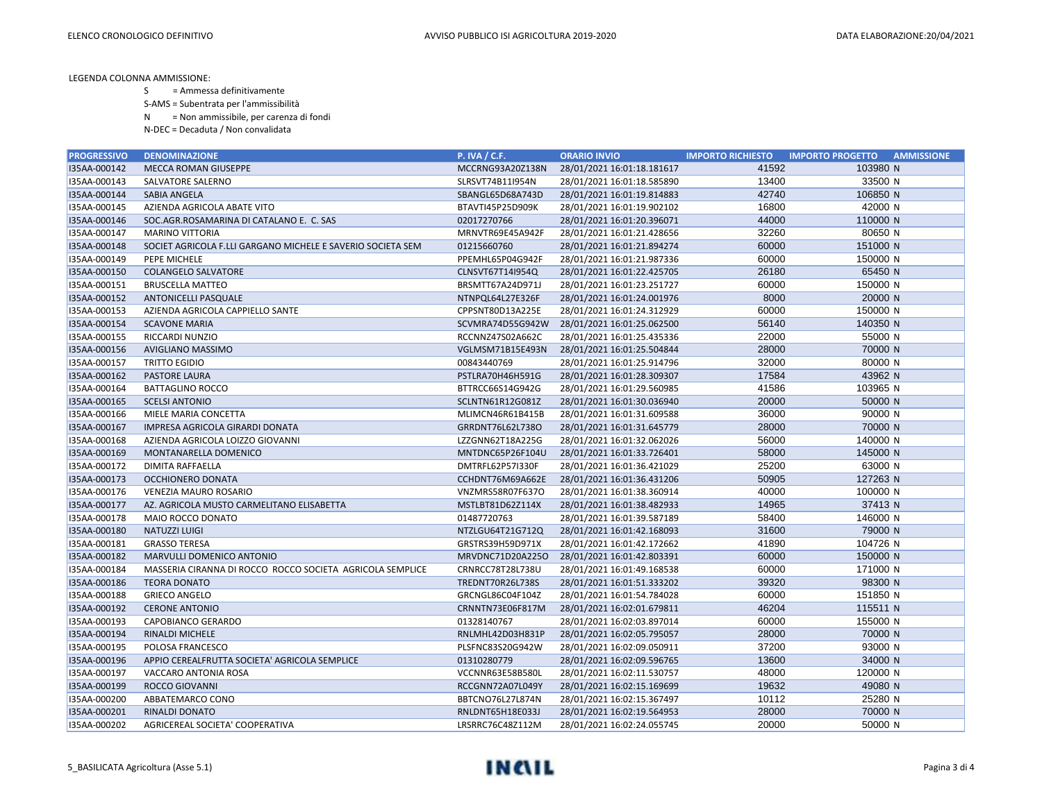LEGENDA COLONNA AMMISSIONE:

S = Ammessa definitivamente

S-AMS = Subentrata per l'ammissibilità

N = Non ammissibile, per carenza di fondi

N-DEC = Decaduta / Non convalidata

| PROGRESSIVO | DENOMINAZIONE | P. IVA / C.F. | ORARIO INVIO | IMPORTO RICHIESTO | IMPORTO PROGETTO | AMMISSIONE |
|---|---|---|---|---|---|---|
| I35AA-000142 | MECCA ROMAN GIUSEPPE | MCCRNG93A20Z138N | 28/01/2021 16:01:18.181617 | 41592 | 103980 | N |
| I35AA-000143 | SALVATORE SALERNO | SLRSVT74B11I954N | 28/01/2021 16:01:18.585890 | 13400 | 33500 | N |
| I35AA-000144 | SABIA ANGELA | SBANGL65D68A743D | 28/01/2021 16:01:19.814883 | 42740 | 106850 | N |
| I35AA-000145 | AZIENDA AGRICOLA ABATE VITO | BTAVTI45P25D909K | 28/01/2021 16:01:19.902102 | 16800 | 42000 | N |
| I35AA-000146 | SOC.AGR.ROSAMARINA DI CATALANO E. C. SAS | 02017270766 | 28/01/2021 16:01:20.396071 | 44000 | 110000 | N |
| I35AA-000147 | MARINO VITTORIA | MRNVTR69E45A942F | 28/01/2021 16:01:21.428656 | 32260 | 80650 | N |
| I35AA-000148 | SOCIET AGRICOLA F.LLI GARGANO MICHELE E SAVERIO SOCIETA SEM | 01215660760 | 28/01/2021 16:01:21.894274 | 60000 | 151000 | N |
| I35AA-000149 | PEPE MICHELE | PPEMHL65P04G942F | 28/01/2021 16:01:21.987336 | 60000 | 150000 | N |
| I35AA-000150 | COLANGELO SALVATORE | CLNSVT67T14I954Q | 28/01/2021 16:01:22.425705 | 26180 | 65450 | N |
| I35AA-000151 | BRUSCELLA MATTEO | BRSMTT67A24D971J | 28/01/2021 16:01:23.251727 | 60000 | 150000 | N |
| I35AA-000152 | ANTONICELLI PASQUALE | NTNPQL64L27E326F | 28/01/2021 16:01:24.001976 | 8000 | 20000 | N |
| I35AA-000153 | AZIENDA AGRICOLA CAPPIELLO SANTE | CPPSNT80D13A225E | 28/01/2021 16:01:24.312929 | 60000 | 150000 | N |
| I35AA-000154 | SCAVONE MARIA | SCVMRA74D55G942W | 28/01/2021 16:01:25.062500 | 56140 | 140350 | N |
| I35AA-000155 | RICCARDI NUNZIO | RCCNNZ47S02A662C | 28/01/2021 16:01:25.435336 | 22000 | 55000 | N |
| I35AA-000156 | AVIGLIANO MASSIMO | VGLMSM71B15E493N | 28/01/2021 16:01:25.504844 | 28000 | 70000 | N |
| I35AA-000157 | TRITTO EGIDIO | 00843440769 | 28/01/2021 16:01:25.914796 | 32000 | 80000 | N |
| I35AA-000162 | PASTORE LAURA | PSTLRA70H46H591G | 28/01/2021 16:01:28.309307 | 17584 | 43962 | N |
| I35AA-000164 | BATTAGLINO ROCCO | BTTRCC66S14G942G | 28/01/2021 16:01:29.560985 | 41586 | 103965 | N |
| I35AA-000165 | SCELSI ANTONIO | SCLNTN61R12G081Z | 28/01/2021 16:01:30.036940 | 20000 | 50000 | N |
| I35AA-000166 | MIELE MARIA CONCETTA | MLIMCN46R61B415B | 28/01/2021 16:01:31.609588 | 36000 | 90000 | N |
| I35AA-000167 | IMPRESA AGRICOLA GIRARDI DONATA | GRRDNT76L62L738O | 28/01/2021 16:01:31.645779 | 28000 | 70000 | N |
| I35AA-000168 | AZIENDA AGRICOLA LOIZZO GIOVANNI | LZZGNN62T18A225G | 28/01/2021 16:01:32.062026 | 56000 | 140000 | N |
| I35AA-000169 | MONTANARELLA DOMENICO | MNTDNC65P26F104U | 28/01/2021 16:01:33.726401 | 58000 | 145000 | N |
| I35AA-000172 | DIMITA RAFFAELLA | DMTRFL62P57I330F | 28/01/2021 16:01:36.421029 | 25200 | 63000 | N |
| I35AA-000173 | OCCHIONERO DONATA | CCHDNT76M69A662E | 28/01/2021 16:01:36.431206 | 50905 | 127263 | N |
| I35AA-000176 | VENEZIA MAURO ROSARIO | VNZMRS58R07F637O | 28/01/2021 16:01:38.360914 | 40000 | 100000 | N |
| I35AA-000177 | AZ. AGRICOLA MUSTO CARMELITANO ELISABETTA | MSTLBT81D62Z114X | 28/01/2021 16:01:38.482933 | 14965 | 37413 | N |
| I35AA-000178 | MAIO ROCCO DONATO | 01487720763 | 28/01/2021 16:01:39.587189 | 58400 | 146000 | N |
| I35AA-000180 | NATUZZI LUIGI | NTZLGU64T21G712Q | 28/01/2021 16:01:42.168093 | 31600 | 79000 | N |
| I35AA-000181 | GRASSO TERESA | GRSTRS39H59D971X | 28/01/2021 16:01:42.172662 | 41890 | 104726 | N |
| I35AA-000182 | MARVULLI DOMENICO ANTONIO | MRVDNC71D20A225O | 28/01/2021 16:01:42.803391 | 60000 | 150000 | N |
| I35AA-000184 | MASSERIA CIRANNA DI ROCCO ROCCO SOCIETA AGRICOLA SEMPLICE | CRNRCC78T28L738U | 28/01/2021 16:01:49.168538 | 60000 | 171000 | N |
| I35AA-000186 | TEORA DONATO | TREDNT70R26L738S | 28/01/2021 16:01:51.333202 | 39320 | 98300 | N |
| I35AA-000188 | GRIECO ANGELO | GRCNGL86C04F104Z | 28/01/2021 16:01:54.784028 | 60000 | 151850 | N |
| I35AA-000192 | CERONE ANTONIO | CRNNTN73E06F817M | 28/01/2021 16:02:01.679811 | 46204 | 115511 | N |
| I35AA-000193 | CAPOBIANCO GERARDO | 01328140767 | 28/01/2021 16:02:03.897014 | 60000 | 155000 | N |
| I35AA-000194 | RINALDI MICHELE | RNLMHL42D03H831P | 28/01/2021 16:02:05.795057 | 28000 | 70000 | N |
| I35AA-000195 | POLOSA FRANCESCO | PLSFNC83S20G942W | 28/01/2021 16:02:09.050911 | 37200 | 93000 | N |
| I35AA-000196 | APPIO CEREALFRUTTA SOCIETA' AGRICOLA SEMPLICE | 01310280779 | 28/01/2021 16:02:09.596765 | 13600 | 34000 | N |
| I35AA-000197 | VACCARO ANTONIA ROSA | VCCNNR63E58B580L | 28/01/2021 16:02:11.530757 | 48000 | 120000 | N |
| I35AA-000199 | ROCCO GIOVANNI | RCCGNN72A07L049Y | 28/01/2021 16:02:15.169699 | 19632 | 49080 | N |
| I35AA-000200 | ABBATEMARCO CONO | BBTCNO76L27L874N | 28/01/2021 16:02:15.367497 | 10112 | 25280 | N |
| I35AA-000201 | RINALDI DONATO | RNLDNT65H18E033J | 28/01/2021 16:02:19.564953 | 28000 | 70000 | N |
| I35AA-000202 | AGRICEREAL SOCIETA' COOPERATIVA | LRSRRC76C48Z112M | 28/01/2021 16:02:24.055745 | 20000 | 50000 | N |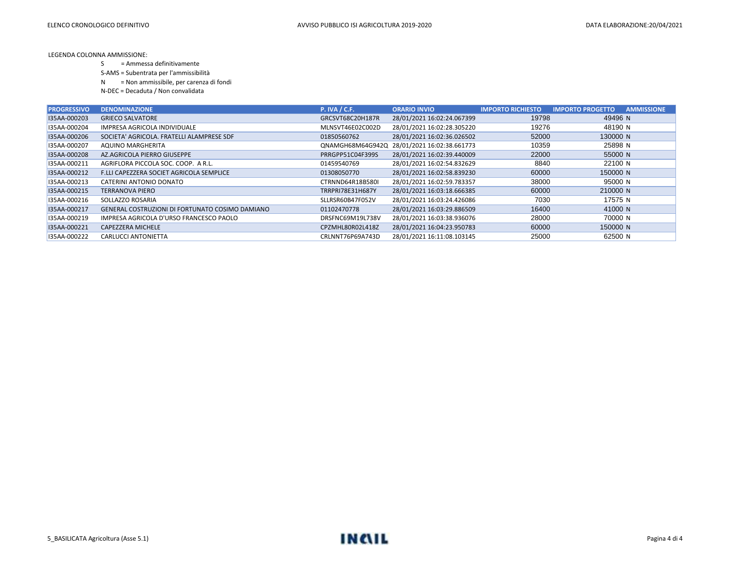LEGENDA COLONNA AMMISSIONE:

S = Ammessa definitivamente

S-AMS = Subentrata per l'ammissibilità

N = Non ammissibile, per carenza di fondi

N-DEC = Decaduta / Non convalidata

| PROGRESSIVO | DENOMINAZIONE | P. IVA / C.F. | ORARIO INVIO | IMPORTO RICHIESTO | IMPORTO PROGETTO | AMMISSIONE |
|---|---|---|---|---|---|---|
| I35AA-000203 | GRIECO SALVATORE | GRCSVT68C20H187R | 28/01/2021 16:02:24.067399 | 19798 | 49496 | N |
| I35AA-000204 | IMPRESA AGRICOLA INDIVIDUALE | MLNSVT46E02C002D | 28/01/2021 16:02:28.305220 | 19276 | 48190 | N |
| I35AA-000206 | SOCIETA' AGRICOLA. FRATELLI ALAMPRESE SDF | 01850560762 | 28/01/2021 16:02:36.026502 | 52000 | 130000 | N |
| I35AA-000207 | AQUINO MARGHERITA | QNAMGH68M64G942Q | 28/01/2021 16:02:38.661773 | 10359 | 25898 | N |
| I35AA-000208 | AZ.AGRICOLA PIERRO GIUSEPPE | PRRGPP51C04F399S | 28/01/2021 16:02:39.440009 | 22000 | 55000 | N |
| I35AA-000211 | AGRIFLORA PICCOLA SOC. COOP. A R.L. | 01459540769 | 28/01/2021 16:02:54.832629 | 8840 | 22100 | N |
| I35AA-000212 | F.LLI CAPEZZERA SOCIET AGRICOLA SEMPLICE | 01308050770 | 28/01/2021 16:02:58.839230 | 60000 | 150000 | N |
| I35AA-000213 | CATERINI ANTONIO DONATO | CTRNND64R18B580I | 28/01/2021 16:02:59.783357 | 38000 | 95000 | N |
| I35AA-000215 | TERRANOVA PIERO | TRRPRI78E31H687Y | 28/01/2021 16:03:18.666385 | 60000 | 210000 | N |
| I35AA-000216 | SOLLAZZO ROSARIA | SLLRSR60B47F052V | 28/01/2021 16:03:24.426086 | 7030 | 17575 | N |
| I35AA-000217 | GENERAL COSTRUZIONI DI FORTUNATO COSIMO DAMIANO | 01102470778 | 28/01/2021 16:03:29.886509 | 16400 | 41000 | N |
| I35AA-000219 | IMPRESA AGRICOLA D'URSO FRANCESCO PAOLO | DRSFNC69M19L738V | 28/01/2021 16:03:38.936076 | 28000 | 70000 | N |
| I35AA-000221 | CAPEZZERA MICHELE | CPZMHL80R02L418Z | 28/01/2021 16:04:23.950783 | 60000 | 150000 | N |
| I35AA-000222 | CARLUCCI ANTONIETTA | CRLNNT76P69A743D | 28/01/2021 16:11:08.103145 | 25000 | 62500 | N |